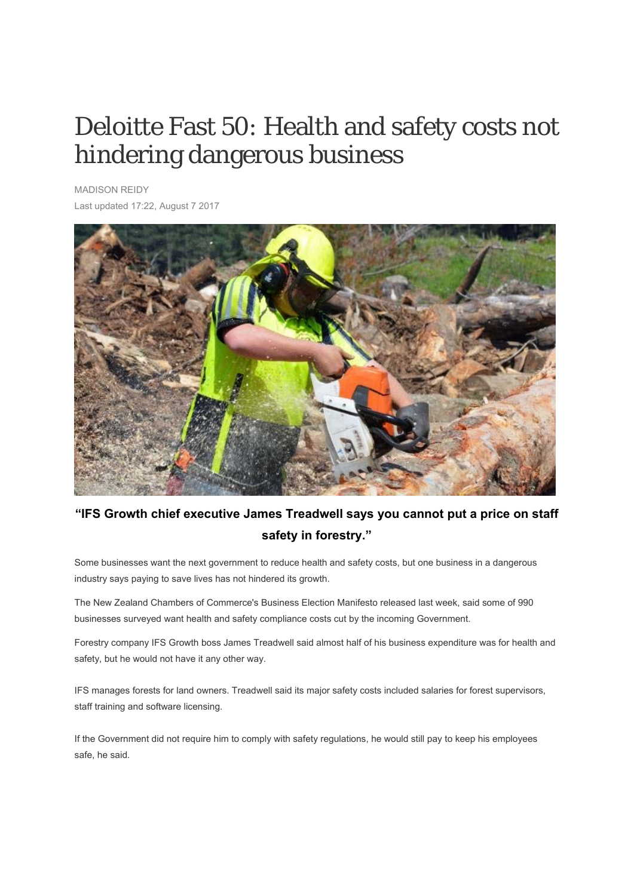# Deloitte Fast 50: Health and safety costs not hindering dangerous business

MADISON REIDY

Last updated 17:22, August 7 2017

**"IFS Growth chief executive James Treadwell says you cannot put a price on staff safety in forestry."**

Some businesses want the next government to reduce health and safety costs, but one business in a dangerous industry says paying to save lives has not hindered its growth.

The New Zealand Chambers of Commerce's Business Election Manifesto released last week, said some of 990 businesses surveyed want health and safety compliance costs cut by the incoming Government.

Forestry company IFS Growth boss James Treadwell said almost half of his business expenditure was for health and safety, but he would not have it any other way.

IFS manages forests for land owners. Treadwell said its major safety costs included salaries for forest supervisors, staff training and software licensing.

If the Government did not require him to comply with safety regulations, he would still pay to keep his employees safe, he said.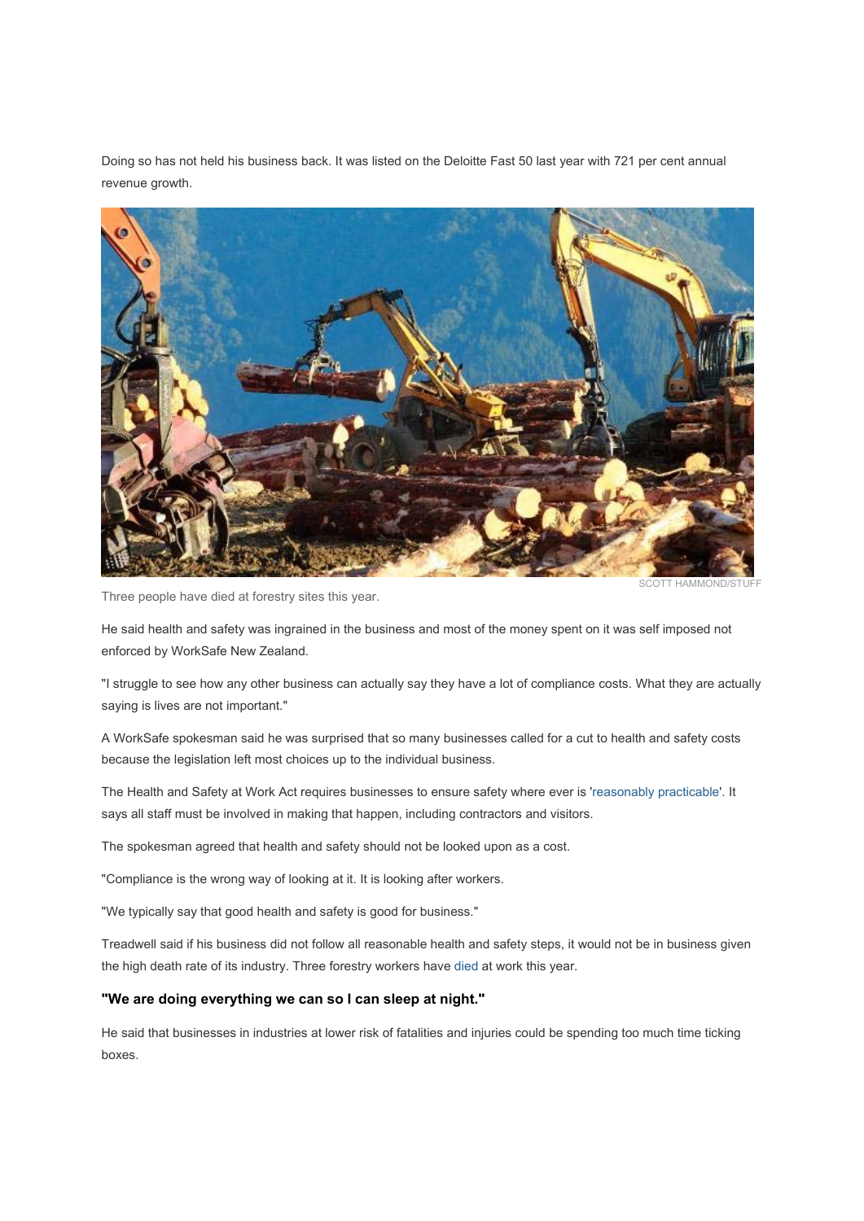Doing so has not held his business back. It was listed on the Deloitte Fast 50 last year with 721 per cent annual revenue growth.

SCOTT HAMMOND/STUFF

Three people have died at forestry sites this year.

He said health and safety was ingrained in the business and most of the money spent on it was self imposed not enforced by WorkSafe New Zealand.

"I struggle to see how any other business can actually say they have a lot of compliance costs. What they are actually saying is lives are not important."

A WorkSafe spokesman said he was surprised that so many businesses called for a cut to health and safety costs because the legislation left most choices up to the individual business.

The Health and Safety at Work Act requires businesses to ensure safety where ever is 'reasonably practicable'. It says all staff must be involved in making that happen, including contractors and visitors.

The spokesman agreed that health and safety should not be looked upon as a cost.

"Compliance is the wrong way of looking at it. It is looking after workers.

"We typically say that good health and safety is good for business."

Treadwell said if his business did not follow all reasonable health and safety steps, it would not be in business given the high death rate of its industry. Three forestry workers have died at work this year.

**"We are doing everything we can so I can sleep at night."**

He said that businesses in industries at lower risk of fatalities and injuries could be spending too much time ticking boxes.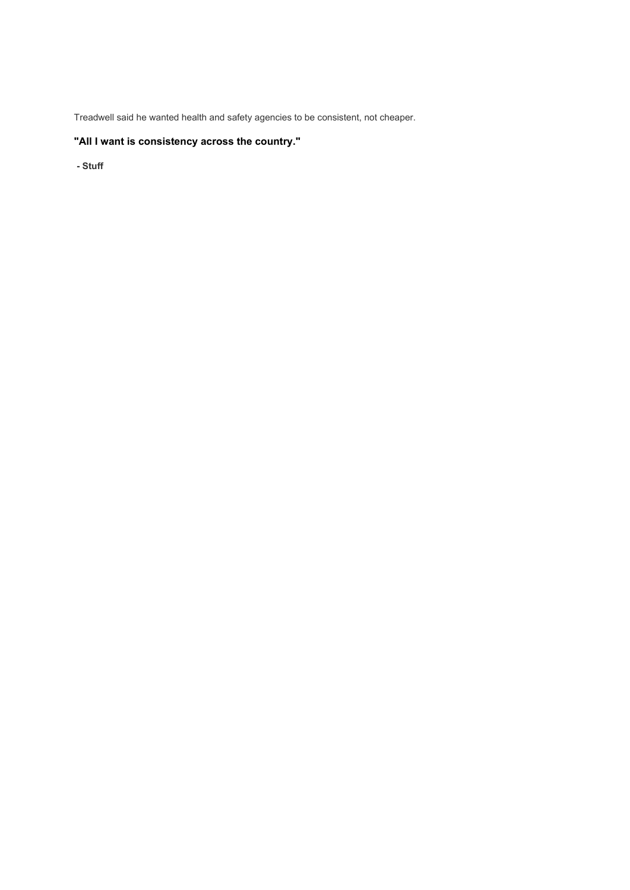Treadwell said he wanted health and safety agencies to be consistent, not cheaper.

**"All I want is consistency across the country."**

**- Stuff**